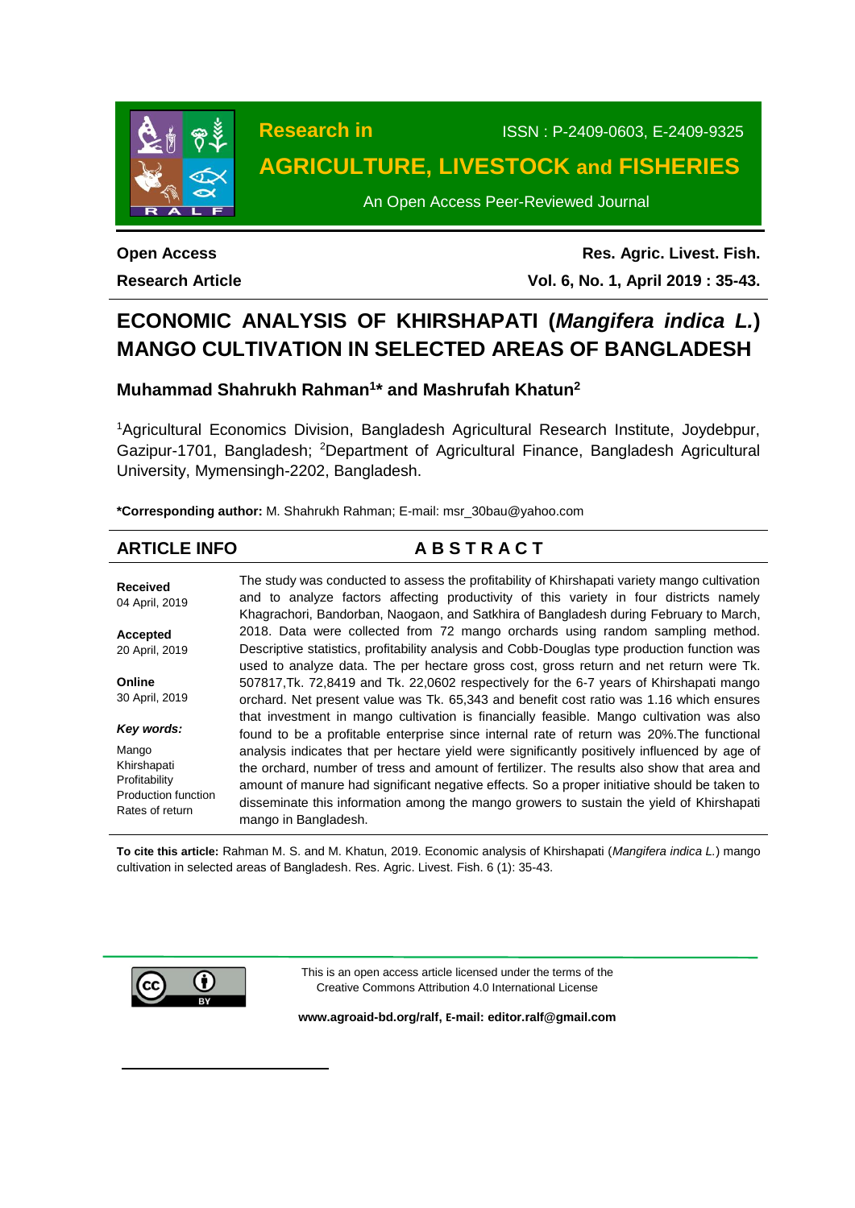Research in

# AGRICULTURE, LIVESTOCK and FISHERIES

ISSN : P-2409-0603, E-2409-9325

An Open Access Peer-Reviewed Journal

**Open Access** | **Res. Agric. Livest. Fish.**

**Research Article** | **Vol. 6, No. 1, April 2019 : 35-43.**

# ECONOMIC ANALYSIS OF KHIRSHAPATI (*Mangifera indica L.*) MANGO CULTIVATION IN SELECTED AREAS OF BANGLADESH

**Muhammad Shahrukh Rahman[1]* and Mashrufah Khatun[2]**

[1]Agricultural Economics Division, Bangladesh Agricultural Research Institute, Joydebpur, Gazipur-1701, Bangladesh; [2]Department of Agricultural Finance, Bangladesh Agricultural University, Mymensingh-2202, Bangladesh.

***Corresponding author:** M. Shahrukh Rahman; E-mail: msr_30bau@yahoo.com

## ARTICLE INFO

**Received**
04 April, 2019

**Accepted**
20 April, 2019

**Online**
30 April, 2019

***Key words:***
Mango
Khirshapati
Profitability
Production function
Rates of return

## ABSTRACT

The study was conducted to assess the profitability of Khirshapati variety mango cultivation and to analyze factors affecting productivity of this variety in four districts namely Khagrachori, Bandorban, Naogaon, and Satkhira of Bangladesh during February to March, 2018. Data were collected from 72 mango orchards using random sampling method. Descriptive statistics, profitability analysis and Cobb-Douglas type production function was used to analyze data. The per hectare gross cost, gross return and net return were Tk. 507817,Tk. 72,8419 and Tk. 22,0602 respectively for the 6-7 years of Khirshapati mango orchard. Net present value was Tk. 65,343 and benefit cost ratio was 1.16 which ensures that investment in mango cultivation is financially feasible. Mango cultivation was also found to be a profitable enterprise since internal rate of return was 20%.The functional analysis indicates that per hectare yield were significantly positively influenced by age of the orchard, number of tress and amount of fertilizer. The results also show that area and amount of manure had significant negative effects. So a proper initiative should be taken to disseminate this information among the mango growers to sustain the yield of Khirshapati mango in Bangladesh.

**To cite this article:** Rahman M. S. and M. Khatun, 2019. Economic analysis of Khirshapati (*Mangifera indica L.*) mango cultivation in selected areas of Bangladesh. Res. Agric. Livest. Fish. 6 (1): 35-43.

This is an open access article licensed under the terms of the Creative Commons Attribution 4.0 International License

**www.agroaid-bd.org/ralf, E-mail: editor.ralf@gmail.com**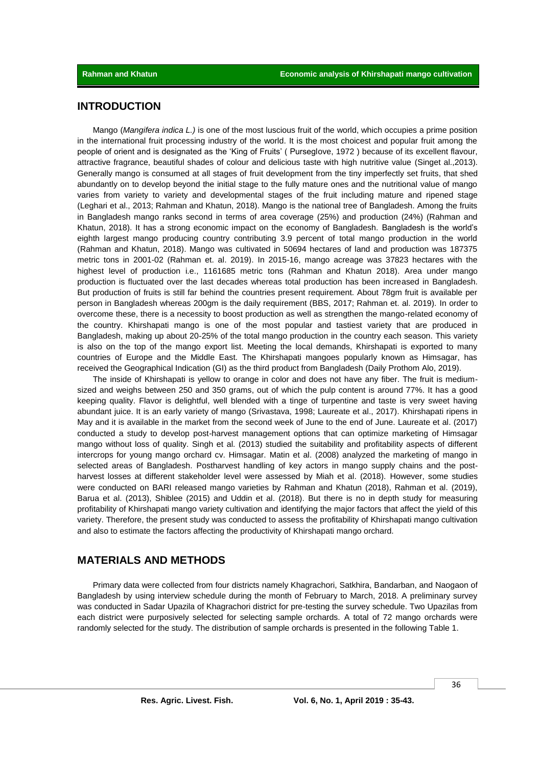## INTRODUCTION

Mango (*Mangifera indica L.)* is one of the most luscious fruit of the world, which occupies a prime position in the international fruit processing industry of the world. It is the most choicest and popular fruit among the people of orient and is designated as the 'King of Fruits' ( Purseglove, 1972 ) because of its excellent flavour, attractive fragrance, beautiful shades of colour and delicious taste with high nutritive value (Singet al.,2013). Generally mango is consumed at all stages of fruit development from the tiny imperfectly set fruits, that shed abundantly on to develop beyond the initial stage to the fully mature ones and the nutritional value of mango varies from variety to variety and developmental stages of the fruit including mature and ripened stage (Leghari et al., 2013; Rahman and Khatun, 2018). Mango is the national tree of Bangladesh. Among the fruits in Bangladesh mango ranks second in terms of area coverage (25%) and production (24%) (Rahman and Khatun, 2018). It has a strong economic impact on the economy of Bangladesh. Bangladesh is the world's eighth largest mango producing country contributing 3.9 percent of total mango production in the world (Rahman and Khatun, 2018). Mango was cultivated in 50694 hectares of land and production was 187375 metric tons in 2001-02 (Rahman et. al. 2019). In 2015-16, mango acreage was 37823 hectares with the highest level of production i.e., 1161685 metric tons (Rahman and Khatun 2018). Area under mango production is fluctuated over the last decades whereas total production has been increased in Bangladesh. But production of fruits is still far behind the countries present requirement. About 78gm fruit is available per person in Bangladesh whereas 200gm is the daily requirement (BBS, 2017; Rahman et. al. 2019). In order to overcome these, there is a necessity to boost production as well as strengthen the mango-related economy of the country. Khirshapati mango is one of the most popular and tastiest variety that are produced in Bangladesh, making up about 20-25% of the total mango production in the country each season. This variety is also on the top of the mango export list. Meeting the local demands, Khirshapati is exported to many countries of Europe and the Middle East. The Khirshapati mangoes popularly known as Himsagar, has received the Geographical Indication (GI) as the third product from Bangladesh (Daily Prothom Alo, 2019).

The inside of Khirshapati is yellow to orange in color and does not have any fiber. The fruit is medium-sized and weighs between 250 and 350 grams, out of which the pulp content is around 77%. It has a good keeping quality. Flavor is delightful, well blended with a tinge of turpentine and taste is very sweet having abundant juice. It is an early variety of mango (Srivastava, 1998; Laureate et al., 2017). Khirshapati ripens in May and it is available in the market from the second week of June to the end of June. Laureate et al. (2017) conducted a study to develop post-harvest management options that can optimize marketing of Himsagar mango without loss of quality. Singh et al. (2013) studied the suitability and profitability aspects of different intercrops for young mango orchard cv. Himsagar. Matin et al. (2008) analyzed the marketing of mango in selected areas of Bangladesh. Postharvest handling of key actors in mango supply chains and the post-harvest losses at different stakeholder level were assessed by Miah et al. (2018). However, some studies were conducted on BARI released mango varieties by Rahman and Khatun (2018), Rahman et al. (2019), Barua et al. (2013), Shiblee (2015) and Uddin et al. (2018). But there is no in depth study for measuring profitability of Khirshapati mango variety cultivation and identifying the major factors that affect the yield of this variety. Therefore, the present study was conducted to assess the profitability of Khirshapati mango cultivation and also to estimate the factors affecting the productivity of Khirshapati mango orchard.

## MATERIALS AND METHODS

Primary data were collected from four districts namely Khagrachori, Satkhira, Bandarban, and Naogaon of Bangladesh by using interview schedule during the month of February to March, 2018. A preliminary survey was conducted in Sadar Upazila of Khagrachori district for pre-testing the survey schedule. Two Upazilas from each district were purposively selected for selecting sample orchards. A total of 72 mango orchards were randomly selected for the study. The distribution of sample orchards is presented in the following Table 1.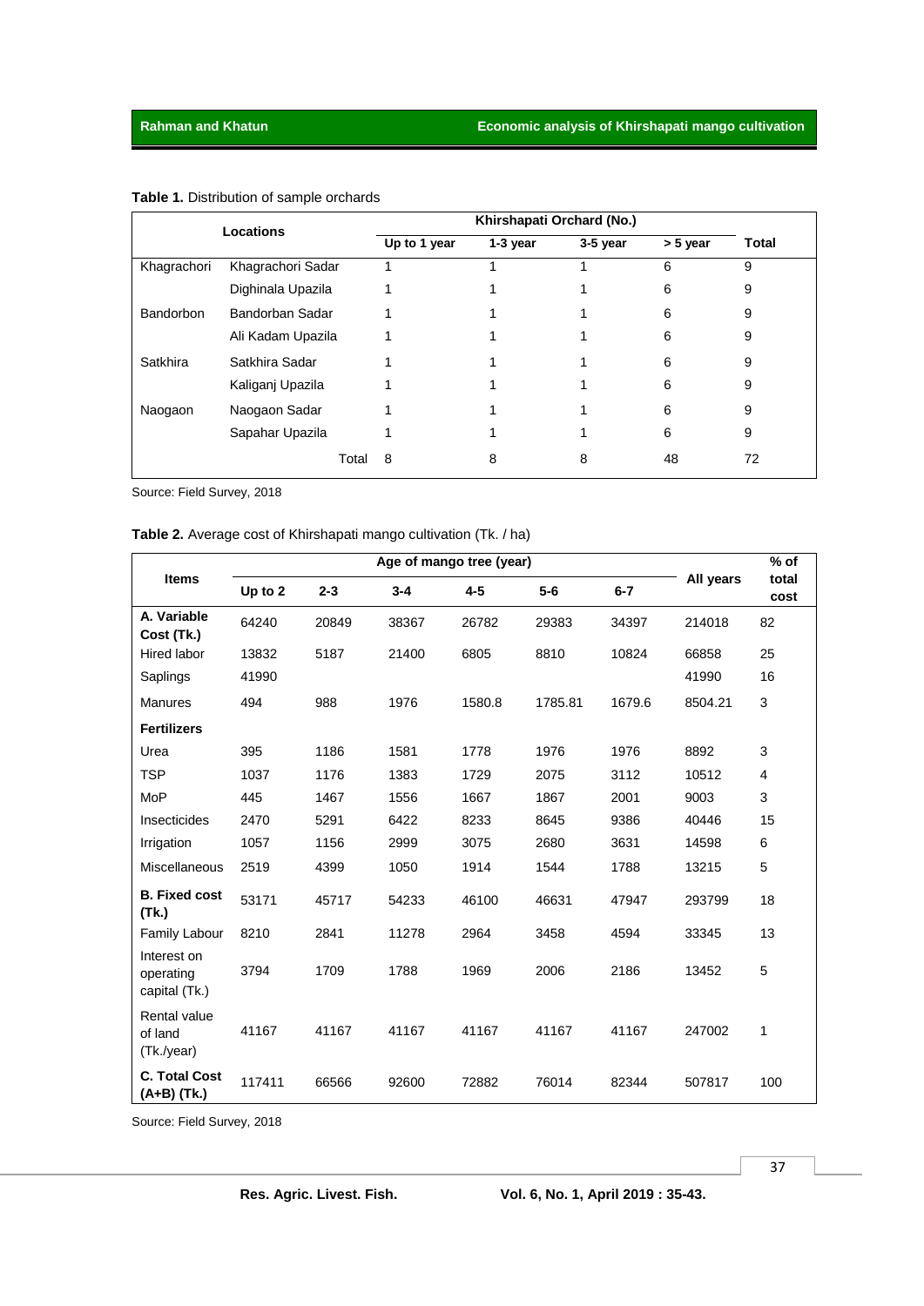**Table 1.** Distribution of sample orchards

| Locations | | Khirshapati Orchard (No.) | | | | |
|---|---|---|---|---|---|---|
| | | Up to 1 year | 1-3 year | 3-5 year | > 5 year | Total |
| Khagrachori | Khagrachori Sadar | 1 | 1 | 1 | 6 | 9 |
| | Dighinala Upazila | 1 | 1 | 1 | 6 | 9 |
| Bandorbon | Bandorban Sadar | 1 | 1 | 1 | 6 | 9 |
| | Ali Kadam Upazila | 1 | 1 | 1 | 6 | 9 |
| Satkhira | Satkhira Sadar | 1 | 1 | 1 | 6 | 9 |
| | Kaliganj Upazila | 1 | 1 | 1 | 6 | 9 |
| Naogaon | Naogaon Sadar | 1 | 1 | 1 | 6 | 9 |
| | Sapahar Upazila | 1 | 1 | 1 | 6 | 9 |
| | Total | 8 | 8 | 8 | 48 | 72 |

Source: Field Survey, 2018

**Table 2.** Average cost of Khirshapati mango cultivation (Tk. / ha)

| Items | Age of mango tree (year) | | | | | | All years | % of total cost |
|---|---|---|---|---|---|---|---|---|
| | Up to 2 | 2-3 | 3-4 | 4-5 | 5-6 | 6-7 | | |
| **A. Variable Cost (Tk.)** | 64240 | 20849 | 38367 | 26782 | 29383 | 34397 | 214018 | 82 |
| Hired labor | 13832 | 5187 | 21400 | 6805 | 8810 | 10824 | 66858 | 25 |
| Saplings | 41990 | | | | | | 41990 | 16 |
| Manures | 494 | 988 | 1976 | 1580.8 | 1785.81 | 1679.6 | 8504.21 | 3 |
| **Fertilizers** | | | | | | | | |
| Urea | 395 | 1186 | 1581 | 1778 | 1976 | 1976 | 8892 | 3 |
| TSP | 1037 | 1176 | 1383 | 1729 | 2075 | 3112 | 10512 | 4 |
| MoP | 445 | 1467 | 1556 | 1667 | 1867 | 2001 | 9003 | 3 |
| Insecticides | 2470 | 5291 | 6422 | 8233 | 8645 | 9386 | 40446 | 15 |
| Irrigation | 1057 | 1156 | 2999 | 3075 | 2680 | 3631 | 14598 | 6 |
| Miscellaneous | 2519 | 4399 | 1050 | 1914 | 1544 | 1788 | 13215 | 5 |
| **B. Fixed cost (Tk.)** | 53171 | 45717 | 54233 | 46100 | 46631 | 47947 | 293799 | 18 |
| Family Labour | 8210 | 2841 | 11278 | 2964 | 3458 | 4594 | 33345 | 13 |
| Interest on operating capital (Tk.) | 3794 | 1709 | 1788 | 1969 | 2006 | 2186 | 13452 | 5 |
| Rental value of land (Tk./year) | 41167 | 41167 | 41167 | 41167 | 41167 | 41167 | 247002 | 1 |
| **C. Total Cost (A+B) (Tk.)** | 117411 | 66566 | 92600 | 72882 | 76014 | 82344 | 507817 | 100 |

Source: Field Survey, 2018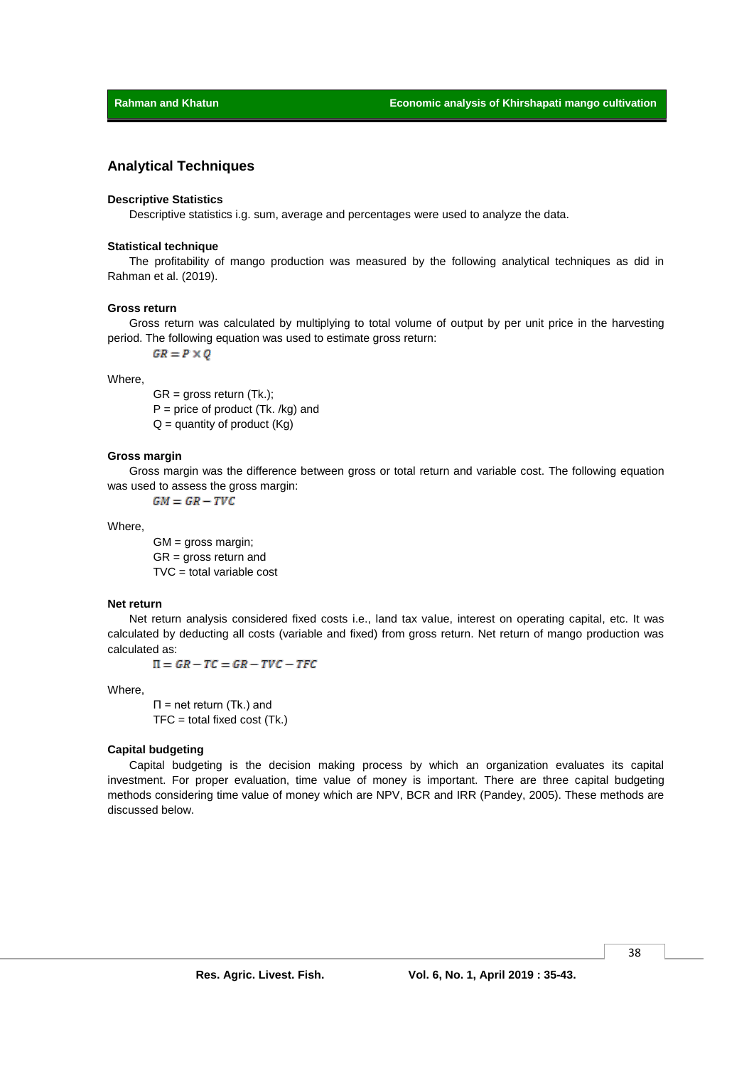## Analytical Techniques

### Descriptive Statistics

Descriptive statistics i.g. sum, average and percentages were used to analyze the data.

### Statistical technique

The profitability of mango production was measured by the following analytical techniques as did in Rahman et al. (2019).

### Gross return

Gross return was calculated by multiplying to total volume of output by per unit price in the harvesting period. The following equation was used to estimate gross return:

$$GR = P \times Q$$

Where,

GR = gross return (Tk.);
P = price of product (Tk. /kg) and
Q = quantity of product (Kg)

### Gross margin

Gross margin was the difference between gross or total return and variable cost. The following equation was used to assess the gross margin:

$$GM = GR - TVC$$

Where,

GM = gross margin;
GR = gross return and
TVC = total variable cost

### Net return

Net return analysis considered fixed costs i.e., land tax value, interest on operating capital, etc. It was calculated by deducting all costs (variable and fixed) from gross return. Net return of mango production was calculated as:

$$\Pi = GR - TC = GR - TVC - TFC$$

Where,

Π = net return (Tk.) and
TFC = total fixed cost (Tk.)

### Capital budgeting

Capital budgeting is the decision making process by which an organization evaluates its capital investment. For proper evaluation, time value of money is important. There are three capital budgeting methods considering time value of money which are NPV, BCR and IRR (Pandey, 2005). These methods are discussed below.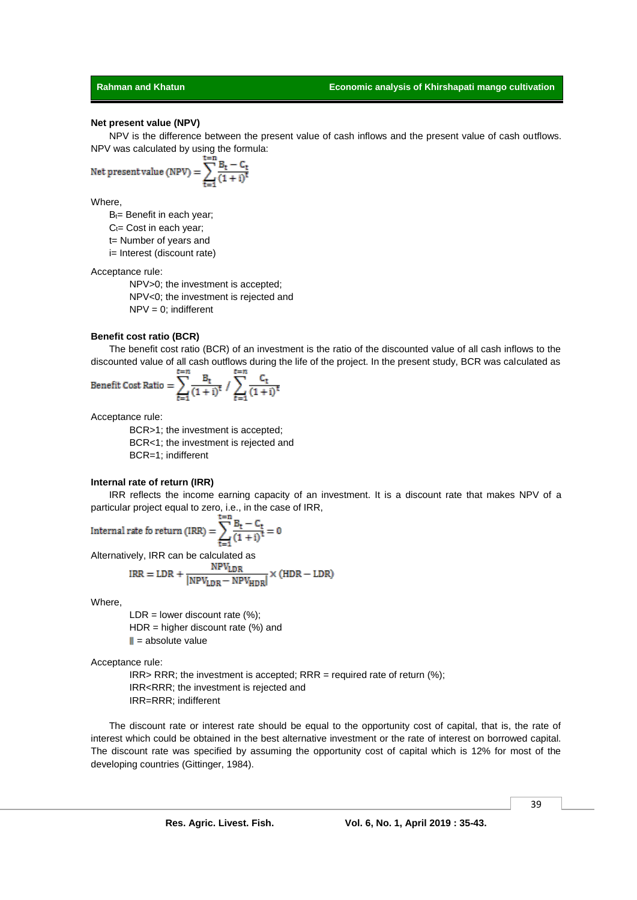**Net present value (NPV)**

NPV is the difference between the present value of cash inflows and the present value of cash outflows. NPV was calculated by using the formula:

$$\text{Net present value (NPV)} = \sum_{t=1}^{t=n} \frac{B_t - C_t}{(1+i)^t}$$

Where,

$B_t$= Benefit in each year;
$C_t$= Cost in each year;
t= Number of years and
i= Interest (discount rate)

Acceptance rule:

NPV>0; the investment is accepted;
NPV<0; the investment is rejected and
NPV = 0; indifferent

**Benefit cost ratio (BCR)**

The benefit cost ratio (BCR) of an investment is the ratio of the discounted value of all cash inflows to the discounted value of all cash outflows during the life of the project. In the present study, BCR was calculated as

$$\text{Benefit Cost Ratio} = \sum_{t=1}^{t=n} \frac{B_t}{(1+i)^t} \Big/ \sum_{t=1}^{t=n} \frac{C_t}{(1+i)^t}$$

Acceptance rule:

BCR>1; the investment is accepted;
BCR<1; the investment is rejected and
BCR=1; indifferent

**Internal rate of return (IRR)**

IRR reflects the income earning capacity of an investment. It is a discount rate that makes NPV of a particular project equal to zero, i.e., in the case of IRR,

$$\text{Internal rate fo return (IRR)} = \sum_{t=1}^{t=n} \frac{B_t - C_t}{(1+i)^t} = 0$$

Alternatively, IRR can be calculated as

$$\text{IRR} = \text{LDR} + \frac{\text{NPV}_{\text{LDR}}}{|\text{NPV}_{\text{LDR}} - \text{NPV}_{\text{HDR}}|} \times (\text{HDR} - \text{LDR})$$

Where,

LDR = lower discount rate (%);
HDR = higher discount rate (%) and
|| = absolute value

Acceptance rule:

IRR> RRR; the investment is accepted; RRR = required rate of return (%);
IRR<RRR; the investment is rejected and
IRR=RRR; indifferent

The discount rate or interest rate should be equal to the opportunity cost of capital, that is, the rate of interest which could be obtained in the best alternative investment or the rate of interest on borrowed capital. The discount rate was specified by assuming the opportunity cost of capital which is 12% for most of the developing countries (Gittinger, 1984).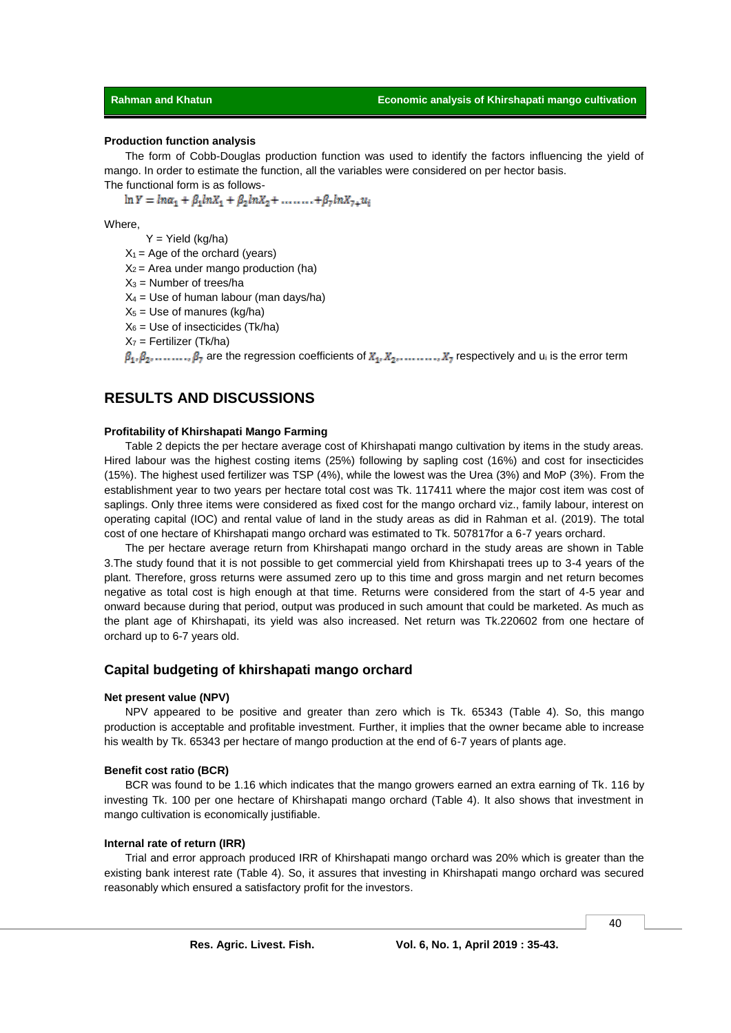**Production function analysis**

The form of Cobb-Douglas production function was used to identify the factors influencing the yield of mango. In order to estimate the function, all the variables were considered on per hector basis.
The functional form is as follows-

$$\ln Y = ln\alpha_1 + \beta_1 lnX_1 + \beta_2 lnX_2 + \ldots\ldots + \beta_7 lnX_{7+}u_i$$

Where,

$Y$ = Yield (kg/ha)
$X_1$ = Age of the orchard (years)
$X_2$ = Area under mango production (ha)
$X_3$ = Number of trees/ha
$X_4$ = Use of human labour (man days/ha)
$X_5$ = Use of manures (kg/ha)
$X_6$ = Use of insecticides (Tk/ha)
$X_7$ = Fertilizer (Tk/ha)

$\beta_1, \beta_2, \ldots\ldots, \beta_7$ are the regression coefficients of $X_1, X_2, \ldots\ldots, X_7$ respectively and $u_i$ is the error term

## RESULTS AND DISCUSSIONS

**Profitability of Khirshapati Mango Farming**

Table 2 depicts the per hectare average cost of Khirshapati mango cultivation by items in the study areas. Hired labour was the highest costing items (25%) following by sapling cost (16%) and cost for insecticides (15%). The highest used fertilizer was TSP (4%), while the lowest was the Urea (3%) and MoP (3%). From the establishment year to two years per hectare total cost was Tk. 117411 where the major cost item was cost of saplings. Only three items were considered as fixed cost for the mango orchard viz., family labour, interest on operating capital (IOC) and rental value of land in the study areas as did in Rahman et al. (2019). The total cost of one hectare of Khirshapati mango orchard was estimated to Tk. 507817for a 6-7 years orchard.

The per hectare average return from Khirshapati mango orchard in the study areas are shown in Table 3.The study found that it is not possible to get commercial yield from Khirshapati trees up to 3-4 years of the plant. Therefore, gross returns were assumed zero up to this time and gross margin and net return becomes negative as total cost is high enough at that time. Returns were considered from the start of 4-5 year and onward because during that period, output was produced in such amount that could be marketed. As much as the plant age of Khirshapati, its yield was also increased. Net return was Tk.220602 from one hectare of orchard up to 6-7 years old.

### Capital budgeting of khirshapati mango orchard

**Net present value (NPV)**

NPV appeared to be positive and greater than zero which is Tk. 65343 (Table 4). So, this mango production is acceptable and profitable investment. Further, it implies that the owner became able to increase his wealth by Tk. 65343 per hectare of mango production at the end of 6-7 years of plants age.

**Benefit cost ratio (BCR)**

BCR was found to be 1.16 which indicates that the mango growers earned an extra earning of Tk. 116 by investing Tk. 100 per one hectare of Khirshapati mango orchard (Table 4). It also shows that investment in mango cultivation is economically justifiable.

**Internal rate of return (IRR)**

Trial and error approach produced IRR of Khirshapati mango orchard was 20% which is greater than the existing bank interest rate (Table 4). So, it assures that investing in Khirshapati mango orchard was secured reasonably which ensured a satisfactory profit for the investors.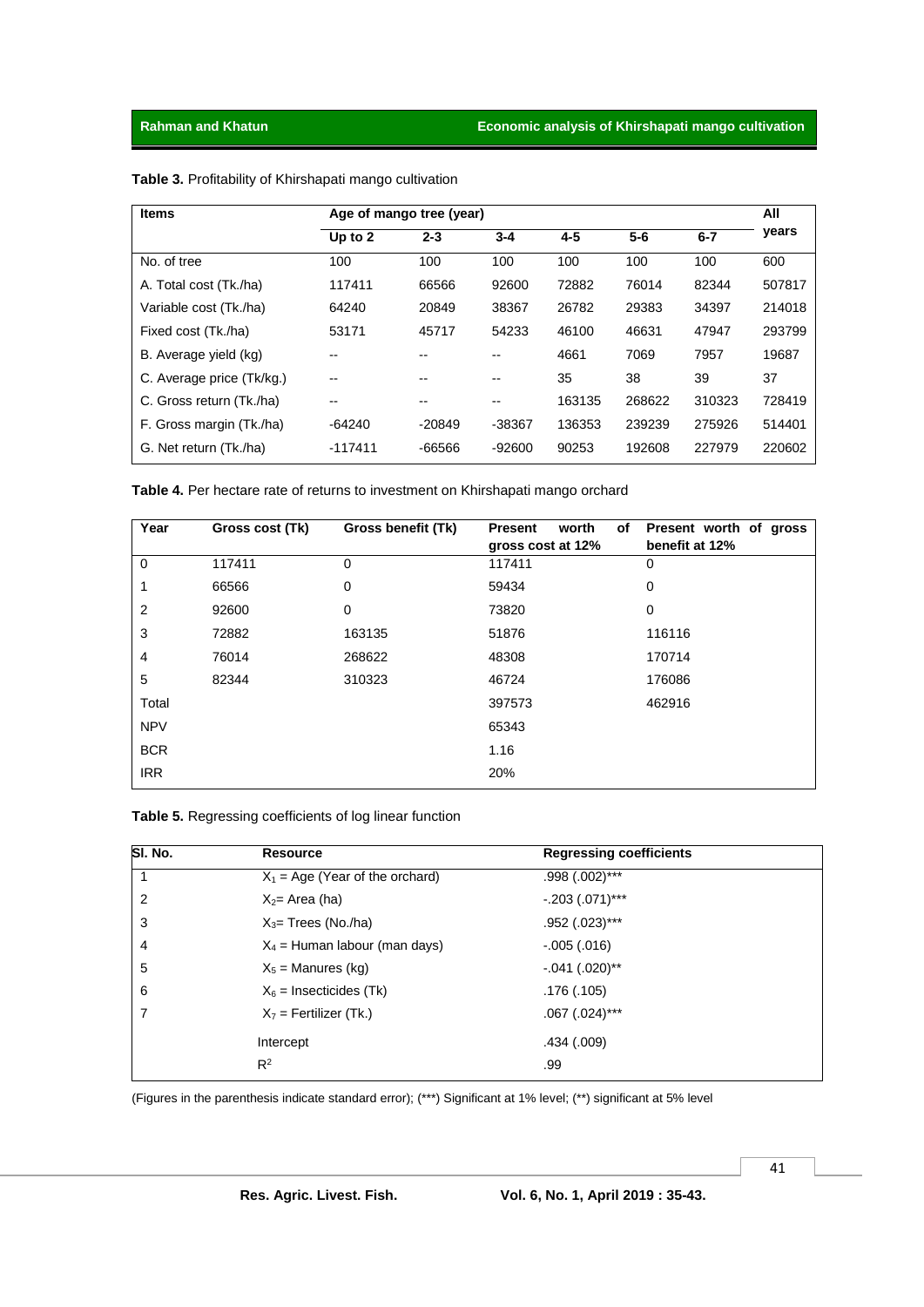**Table 3.** Profitability of Khirshapati mango cultivation

| Items | Age of mango tree (year) | | | | | | All years |
|---|---|---|---|---|---|---|---|
| | Up to 2 | 2-3 | 3-4 | 4-5 | 5-6 | 6-7 | |
| No. of tree | 100 | 100 | 100 | 100 | 100 | 100 | 600 |
| A. Total cost (Tk./ha) | 117411 | 66566 | 92600 | 72882 | 76014 | 82344 | 507817 |
| Variable cost (Tk./ha) | 64240 | 20849 | 38367 | 26782 | 29383 | 34397 | 214018 |
| Fixed cost (Tk./ha) | 53171 | 45717 | 54233 | 46100 | 46631 | 47947 | 293799 |
| B. Average yield (kg) | -- | -- | -- | 4661 | 7069 | 7957 | 19687 |
| C. Average price (Tk/kg.) | -- | -- | -- | 35 | 38 | 39 | 37 |
| C. Gross return (Tk./ha) | -- | -- | -- | 163135 | 268622 | 310323 | 728419 |
| F. Gross margin (Tk./ha) | -64240 | -20849 | -38367 | 136353 | 239239 | 275926 | 514401 |
| G. Net return (Tk./ha) | -117411 | -66566 | -92600 | 90253 | 192608 | 227979 | 220602 |

**Table 4.** Per hectare rate of returns to investment on Khirshapati mango orchard

| Year | Gross cost (Tk) | Gross benefit (Tk) | Present worth of gross cost at 12% | Present worth of gross benefit at 12% |
|---|---|---|---|---|
| 0 | 117411 | 0 | 117411 | 0 |
| 1 | 66566 | 0 | 59434 | 0 |
| 2 | 92600 | 0 | 73820 | 0 |
| 3 | 72882 | 163135 | 51876 | 116116 |
| 4 | 76014 | 268622 | 48308 | 170714 |
| 5 | 82344 | 310323 | 46724 | 176086 |
| Total | | | 397573 | 462916 |
| NPV | | | 65343 | |
| BCR | | | 1.16 | |
| IRR | | | 20% | |

**Table 5.** Regressing coefficients of log linear function

| Sl. No. | Resource | Regressing coefficients |
|---|---|---|
| 1 | $X_1$ = Age (Year of the orchard) | .998 (.002)*** |
| 2 | $X_2$= Area (ha) | -.203 (.071)*** |
| 3 | $X_3$= Trees (No./ha) | .952 (.023)*** |
| 4 | $X_4$ = Human labour (man days) | -.005 (.016) |
| 5 | $X_5$ = Manures (kg) | -.041 (.020)** |
| 6 | $X_6$ = Insecticides (Tk) | .176 (.105) |
| 7 | $X_7$ = Fertilizer (Tk.) | .067 (.024)*** |
| | Intercept | .434 (.009) |
| | $R^2$ | .99 |

(Figures in the parenthesis indicate standard error); (***) Significant at 1% level; (**) significant at 5% level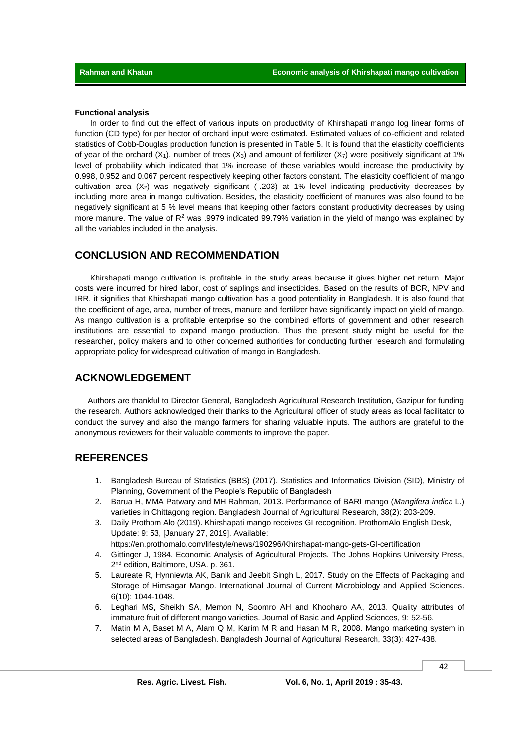**Functional analysis**

In order to find out the effect of various inputs on productivity of Khirshapati mango log linear forms of function (CD type) for per hector of orchard input were estimated. Estimated values of co-efficient and related statistics of Cobb-Douglas production function is presented in Table 5. It is found that the elasticity coefficients of year of the orchard ($X_1$), number of trees ($X_3$) and amount of fertilizer ($X_7$) were positively significant at 1% level of probability which indicated that 1% increase of these variables would increase the productivity by 0.998, 0.952 and 0.067 percent respectively keeping other factors constant. The elasticity coefficient of mango cultivation area ($X_2$) was negatively significant (-.203) at 1% level indicating productivity decreases by including more area in mango cultivation. Besides, the elasticity coefficient of manures was also found to be negatively significant at 5 % level means that keeping other factors constant productivity decreases by using more manure. The value of $R^2$ was .9979 indicated 99.79% variation in the yield of mango was explained by all the variables included in the analysis.

## CONCLUSION AND RECOMMENDATION

Khirshapati mango cultivation is profitable in the study areas because it gives higher net return. Major costs were incurred for hired labor, cost of saplings and insecticides. Based on the results of BCR, NPV and IRR, it signifies that Khirshapati mango cultivation has a good potentiality in Bangladesh. It is also found that the coefficient of age, area, number of trees, manure and fertilizer have significantly impact on yield of mango. As mango cultivation is a profitable enterprise so the combined efforts of government and other research institutions are essential to expand mango production. Thus the present study might be useful for the researcher, policy makers and to other concerned authorities for conducting further research and formulating appropriate policy for widespread cultivation of mango in Bangladesh.

## ACKNOWLEDGEMENT

Authors are thankful to Director General, Bangladesh Agricultural Research Institution, Gazipur for funding the research. Authors acknowledged their thanks to the Agricultural officer of study areas as local facilitator to conduct the survey and also the mango farmers for sharing valuable inputs. The authors are grateful to the anonymous reviewers for their valuable comments to improve the paper.

## REFERENCES

1. Bangladesh Bureau of Statistics (BBS) (2017). Statistics and Informatics Division (SID), Ministry of Planning, Government of the People's Republic of Bangladesh
2. Barua H, MMA Patwary and MH Rahman, 2013. Performance of BARI mango (*Mangifera indica* L.) varieties in Chittagong region. Bangladesh Journal of Agricultural Research, 38(2): 203-209.
3. Daily Prothom Alo (2019). Khirshapati mango receives GI recognition. ProthomAlo English Desk, Update: 9: 53, [January 27, 2019]. Available: https://en.prothomalo.com/lifestyle/news/190296/Khirshapat-mango-gets-GI-certification
4. Gittinger J, 1984. Economic Analysis of Agricultural Projects. The Johns Hopkins University Press, 2nd edition, Baltimore, USA. p. 361.
5. Laureate R, Hynniewta AK, Banik and Jeebit Singh L, 2017. Study on the Effects of Packaging and Storage of Himsagar Mango. International Journal of Current Microbiology and Applied Sciences. 6(10): 1044-1048.
6. Leghari MS, Sheikh SA, Memon N, Soomro AH and Khooharo AA, 2013. Quality attributes of immature fruit of different mango varieties. Journal of Basic and Applied Sciences, 9: 52-56.
7. Matin M A, Baset M A, Alam Q M, Karim M R and Hasan M R, 2008. Mango marketing system in selected areas of Bangladesh. Bangladesh Journal of Agricultural Research, 33(3): 427-438.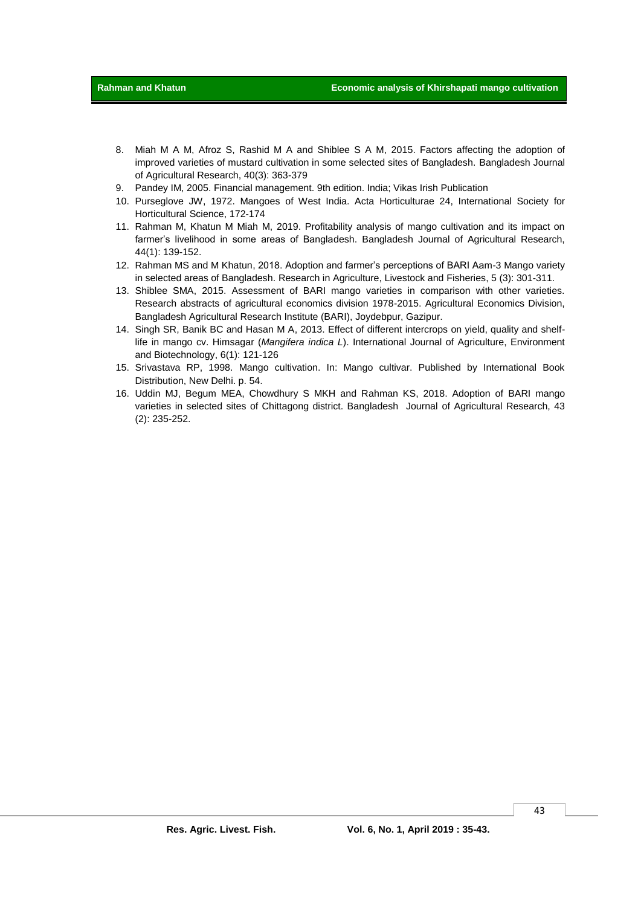8. Miah M A M, Afroz S, Rashid M A and Shiblee S A M, 2015. Factors affecting the adoption of improved varieties of mustard cultivation in some selected sites of Bangladesh. Bangladesh Journal of Agricultural Research, 40(3): 363-379
9. Pandey IM, 2005. Financial management. 9th edition. India; Vikas Irish Publication
10. Purseglove JW, 1972. Mangoes of West India. Acta Horticulturae 24, International Society for Horticultural Science, 172-174
11. Rahman M, Khatun M Miah M, 2019. Profitability analysis of mango cultivation and its impact on farmer's livelihood in some areas of Bangladesh. Bangladesh Journal of Agricultural Research, 44(1): 139-152.
12. Rahman MS and M Khatun, 2018. Adoption and farmer's perceptions of BARI Aam-3 Mango variety in selected areas of Bangladesh. Research in Agriculture, Livestock and Fisheries, 5 (3): 301-311.
13. Shiblee SMA, 2015. Assessment of BARI mango varieties in comparison with other varieties. Research abstracts of agricultural economics division 1978-2015. Agricultural Economics Division, Bangladesh Agricultural Research Institute (BARI), Joydebpur, Gazipur.
14. Singh SR, Banik BC and Hasan M A, 2013. Effect of different intercrops on yield, quality and shelf-life in mango cv. Himsagar (*Mangifera indica L*). International Journal of Agriculture, Environment and Biotechnology, 6(1): 121-126
15. Srivastava RP, 1998. Mango cultivation. In: Mango cultivar. Published by International Book Distribution, New Delhi. p. 54.
16. Uddin MJ, Begum MEA, Chowdhury S MKH and Rahman KS, 2018. Adoption of BARI mango varieties in selected sites of Chittagong district. Bangladesh Journal of Agricultural Research, 43 (2): 235-252.